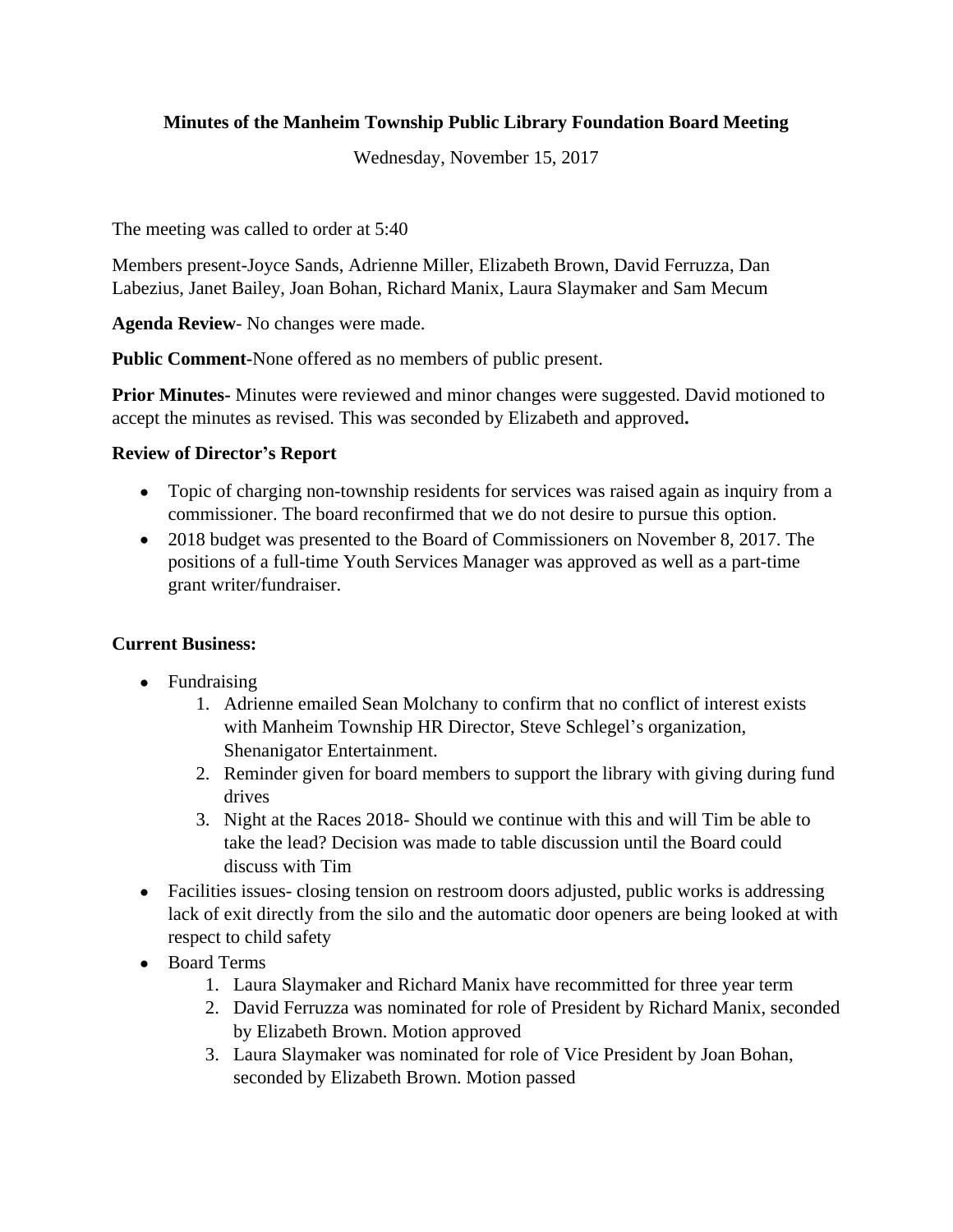**Minutes of the Manheim Township Public Library Foundation Board Meeting**

Wednesday, November 15, 2017

The meeting was called to order at 5:40

Members present-Joyce Sands, Adrienne Miller, Elizabeth Brown, David Ferruzza, Dan Labezius, Janet Bailey, Joan Bohan, Richard Manix, Laura Slaymaker and Sam Mecum

**Agenda Review**- No changes were made.

**Public Comment**-None offered as no members of public present.

**Prior Minutes**- Minutes were reviewed and minor changes were suggested. David motioned to accept the minutes as revised. This was seconded by Elizabeth and approved**.**

**Review of Director's Report**

- Topic of charging non-township residents for services was raised again as inquiry from a commissioner. The board reconfirmed that we do not desire to pursue this option.
- 2018 budget was presented to the Board of Commissioners on November 8, 2017. The positions of a full-time Youth Services Manager was approved as well as a part-time grant writer/fundraiser.

**Current Business:**

- Fundraising
    1. Adrienne emailed Sean Molchany to confirm that no conflict of interest exists with Manheim Township HR Director, Steve Schlegel's organization, Shenanigator Entertainment.
    2. Reminder given for board members to support the library with giving during fund drives
    3. Night at the Races 2018- Should we continue with this and will Tim be able to take the lead? Decision was made to table discussion until the Board could discuss with Tim
- Facilities issues- closing tension on restroom doors adjusted, public works is addressing lack of exit directly from the silo and the automatic door openers are being looked at with respect to child safety
- Board Terms
    1. Laura Slaymaker and Richard Manix have recommitted for three year term
    2. David Ferruzza was nominated for role of President by Richard Manix, seconded by Elizabeth Brown. Motion approved
    3. Laura Slaymaker was nominated for role of Vice President by Joan Bohan, seconded by Elizabeth Brown. Motion passed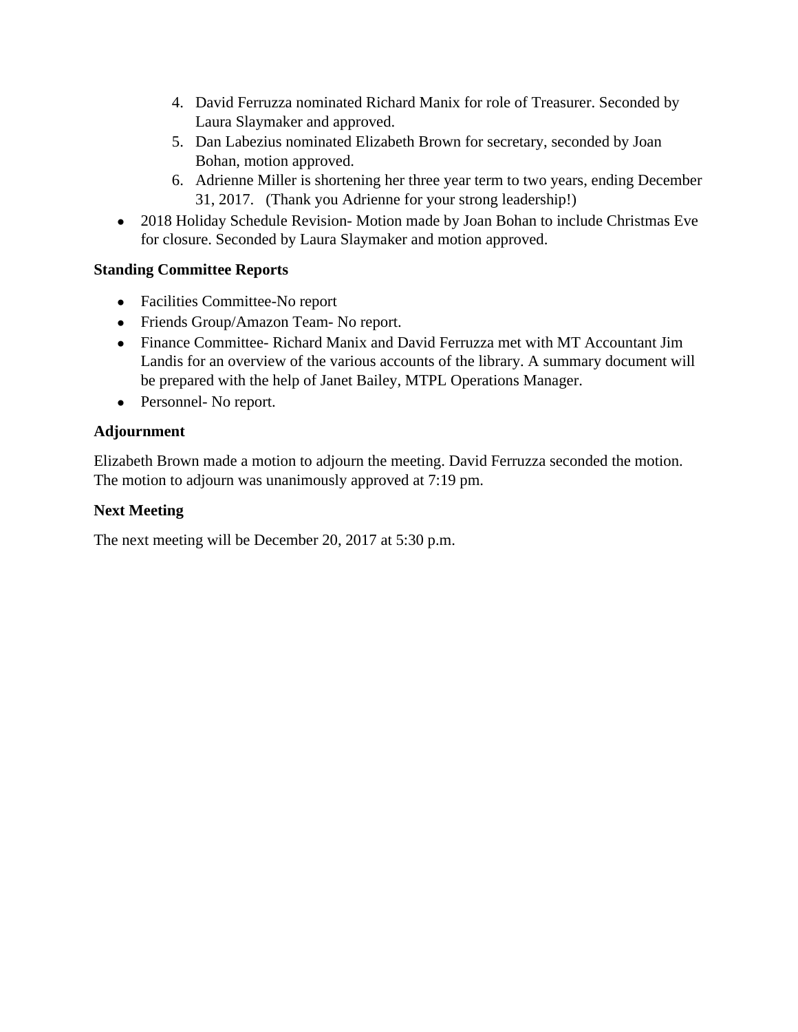4. David Ferruzza nominated Richard Manix for role of Treasurer. Seconded by Laura Slaymaker and approved.
5. Dan Labezius nominated Elizabeth Brown for secretary, seconded by Joan Bohan, motion approved.
6. Adrienne Miller is shortening her three year term to two years, ending December 31, 2017. (Thank you Adrienne for your strong leadership!)

- 2018 Holiday Schedule Revision- Motion made by Joan Bohan to include Christmas Eve for closure. Seconded by Laura Slaymaker and motion approved.

**Standing Committee Reports**

- Facilities Committee-No report
- Friends Group/Amazon Team- No report.
- Finance Committee- Richard Manix and David Ferruzza met with MT Accountant Jim Landis for an overview of the various accounts of the library. A summary document will be prepared with the help of Janet Bailey, MTPL Operations Manager.
- Personnel- No report.

**Adjournment**

Elizabeth Brown made a motion to adjourn the meeting. David Ferruzza seconded the motion. The motion to adjourn was unanimously approved at 7:19 pm.

**Next Meeting**

The next meeting will be December 20, 2017 at 5:30 p.m.